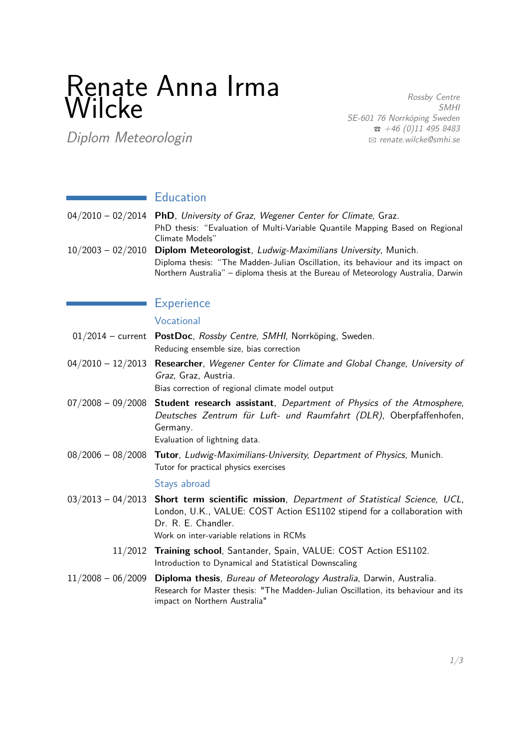# Renate Anna Irma Wilcke

*Diplom Meteorologin*

*Rossby Centre*
*SMHI*
*SE-601 76 Norrköping Sweden*
☎ *+46 (0)11 495 8483*
✉ *renate.wilcke@smhi.se*

## Education

04/2010 – 02/2014 **PhD**, *University of Graz, Wegener Center for Climate*, Graz.
PhD thesis: "Evaluation of Multi-Variable Quantile Mapping Based on Regional Climate Models"

10/2003 – 02/2010 **Diplom Meteorologist**, *Ludwig-Maximilians University*, Munich.
Diploma thesis: "The Madden-Julian Oscillation, its behaviour and its impact on Northern Australia" – diploma thesis at the Bureau of Meteorology Australia, Darwin

## Experience

### Vocational

01/2014 – current **PostDoc**, *Rossby Centre, SMHI*, Norrköping, Sweden.
Reducing ensemble size, bias correction

04/2010 – 12/2013 **Researcher**, *Wegener Center for Climate and Global Change, University of Graz*, Graz, Austria.
Bias correction of regional climate model output

07/2008 – 09/2008 **Student research assistant**, *Department of Physics of the Atmosphere, Deutsches Zentrum für Luft- und Raumfahrt (DLR)*, Oberpfaffenhofen, Germany.
Evaluation of lightning data.

08/2006 – 08/2008 **Tutor**, *Ludwig-Maximilians-University, Department of Physics*, Munich.
Tutor for practical physics exercises

### Stays abroad

03/2013 – 04/2013 **Short term scientific mission**, *Department of Statistical Science, UCL*, London, U.K., VALUE: COST Action ES1102 stipend for a collaboration with Dr. R. E. Chandler.
Work on inter-variable relations in RCMs

11/2012 **Training school**, Santander, Spain, VALUE: COST Action ES1102.
Introduction to Dynamical and Statistical Downscaling

11/2008 – 06/2009 **Diploma thesis**, *Bureau of Meteorology Australia*, Darwin, Australia.
Research for Master thesis: "The Madden-Julian Oscillation, its behaviour and its impact on Northern Australia"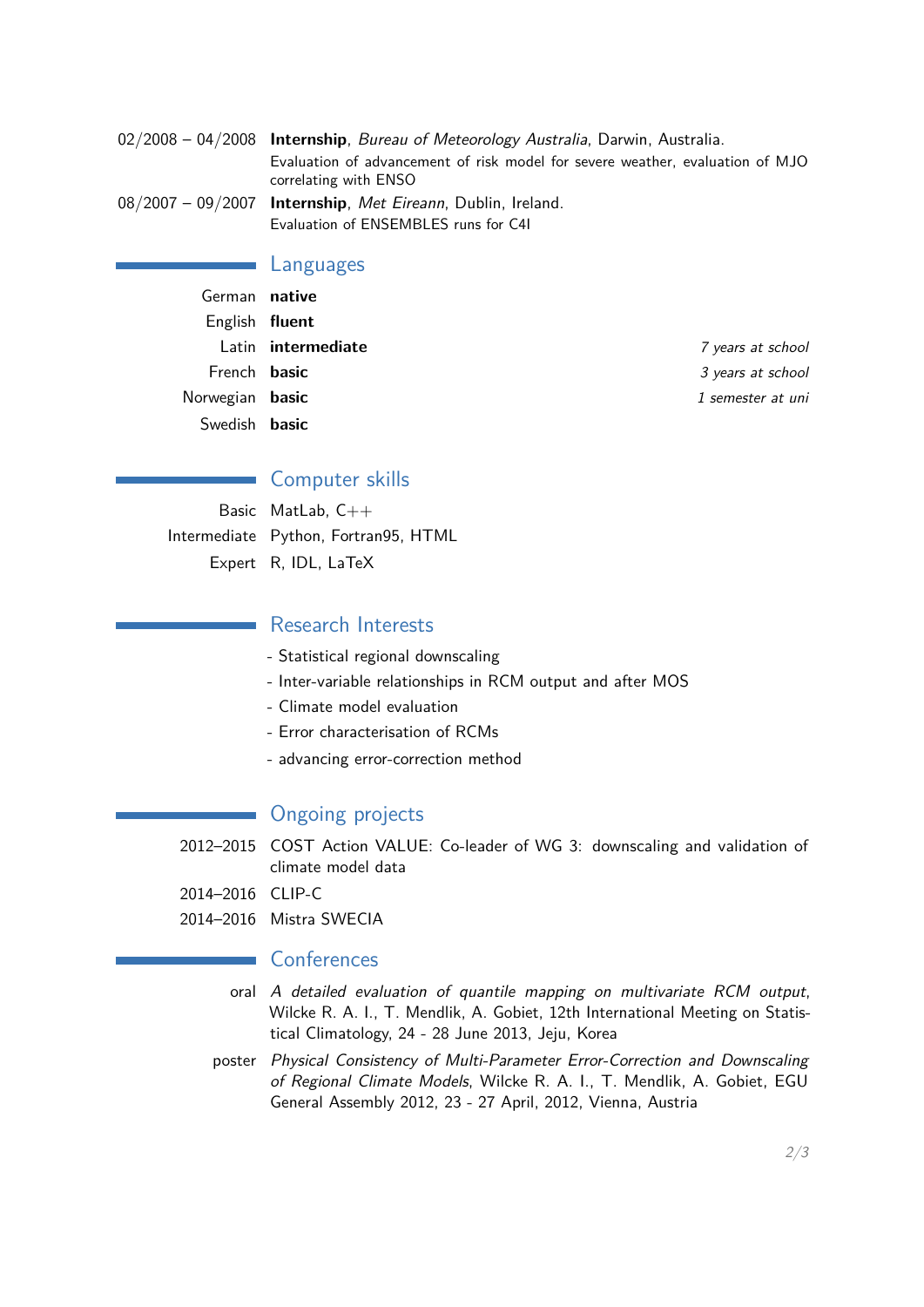02/2008 – 04/2008 **Internship**, *Bureau of Meteorology Australia*, Darwin, Australia.
Evaluation of advancement of risk model for severe weather, evaluation of MJO correlating with ENSO

08/2007 – 09/2007 **Internship**, *Met Eireann*, Dublin, Ireland.
Evaluation of ENSEMBLES runs for C4I

## Languages

| | | |
|---|---|---|
| German | **native** | |
| English | **fluent** | |
| Latin | **intermediate** | *7 years at school* |
| French | **basic** | *3 years at school* |
| Norwegian | **basic** | *1 semester at uni* |
| Swedish | **basic** | |

## Computer skills

| | |
|---|---|
| Basic | MatLab, C++ |
| Intermediate | Python, Fortran95, HTML |
| Expert | R, IDL, LaTeX |

## Research Interests

- Statistical regional downscaling
- Inter-variable relationships in RCM output and after MOS
- Climate model evaluation
- Error characterisation of RCMs
- advancing error-correction method

## Ongoing projects

2012–2015 COST Action VALUE: Co-leader of WG 3: downscaling and validation of climate model data

2014–2016 CLIP-C

2014–2016 Mistra SWECIA

## Conferences

oral *A detailed evaluation of quantile mapping on multivariate RCM output*, Wilcke R. A. I., T. Mendlik, A. Gobiet, 12th International Meeting on Statistical Climatology, 24 - 28 June 2013, Jeju, Korea

poster *Physical Consistency of Multi-Parameter Error-Correction and Downscaling of Regional Climate Models*, Wilcke R. A. I., T. Mendlik, A. Gobiet, EGU General Assembly 2012, 23 - 27 April, 2012, Vienna, Austria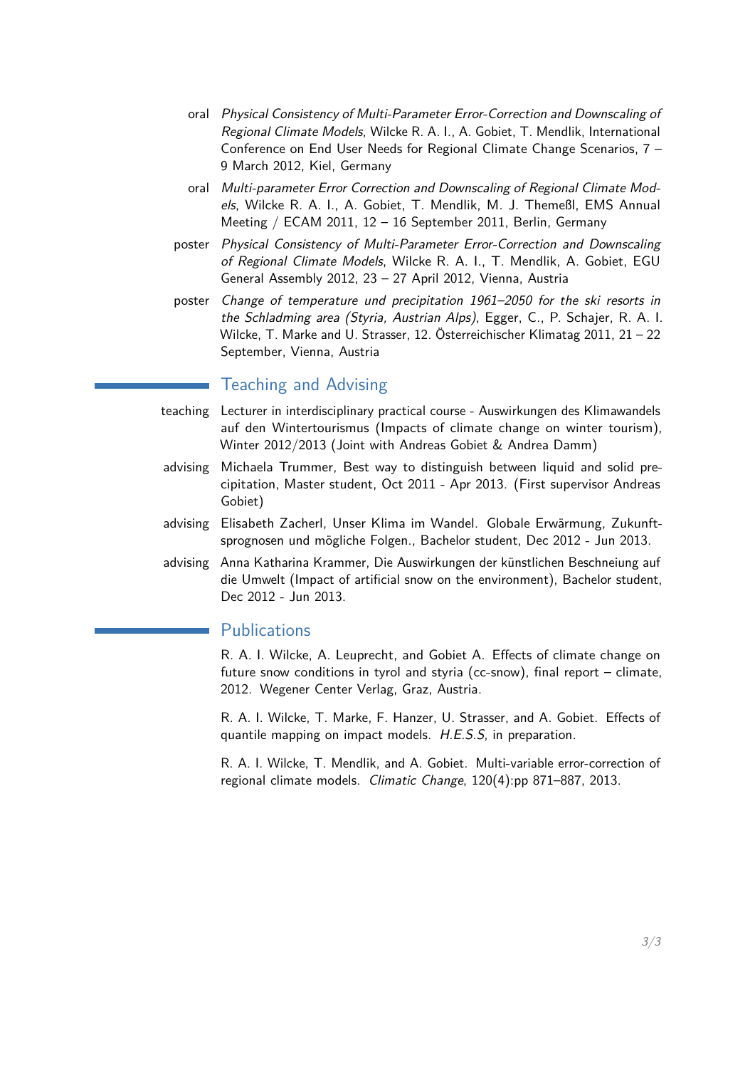oral *Physical Consistency of Multi-Parameter Error-Correction and Downscaling of Regional Climate Models*, Wilcke R. A. I., A. Gobiet, T. Mendlik, International Conference on End User Needs for Regional Climate Change Scenarios, 7 – 9 March 2012, Kiel, Germany

oral *Multi-parameter Error Correction and Downscaling of Regional Climate Models*, Wilcke R. A. I., A. Gobiet, T. Mendlik, M. J. Themeßl, EMS Annual Meeting / ECAM 2011, 12 – 16 September 2011, Berlin, Germany

poster *Physical Consistency of Multi-Parameter Error-Correction and Downscaling of Regional Climate Models*, Wilcke R. A. I., T. Mendlik, A. Gobiet, EGU General Assembly 2012, 23 – 27 April 2012, Vienna, Austria

poster *Change of temperature und precipitation 1961–2050 for the ski resorts in the Schladming area (Styria, Austrian Alps)*, Egger, C., P. Schajer, R. A. I. Wilcke, T. Marke and U. Strasser, 12. Österreichischer Klimatag 2011, 21 – 22 September, Vienna, Austria

## Teaching and Advising

teaching Lecturer in interdisciplinary practical course - Auswirkungen des Klimawandels auf den Wintertourismus (Impacts of climate change on winter tourism), Winter 2012/2013 (Joint with Andreas Gobiet & Andrea Damm)

advising Michaela Trummer, Best way to distinguish between liquid and solid precipitation, Master student, Oct 2011 - Apr 2013. (First supervisor Andreas Gobiet)

advising Elisabeth Zacherl, Unser Klima im Wandel. Globale Erwärmung, Zukunftsprognosen und mögliche Folgen., Bachelor student, Dec 2012 - Jun 2013.

advising Anna Katharina Krammer, Die Auswirkungen der künstlichen Beschneiung auf die Umwelt (Impact of artificial snow on the environment), Bachelor student, Dec 2012 - Jun 2013.

## Publications

R. A. I. Wilcke, A. Leuprecht, and Gobiet A. Effects of climate change on future snow conditions in tyrol and styria (cc-snow), final report – climate, 2012. Wegener Center Verlag, Graz, Austria.

R. A. I. Wilcke, T. Marke, F. Hanzer, U. Strasser, and A. Gobiet. Effects of quantile mapping on impact models. *H.E.S.S*, in preparation.

R. A. I. Wilcke, T. Mendlik, and A. Gobiet. Multi-variable error-correction of regional climate models. *Climatic Change*, 120(4):pp 871–887, 2013.